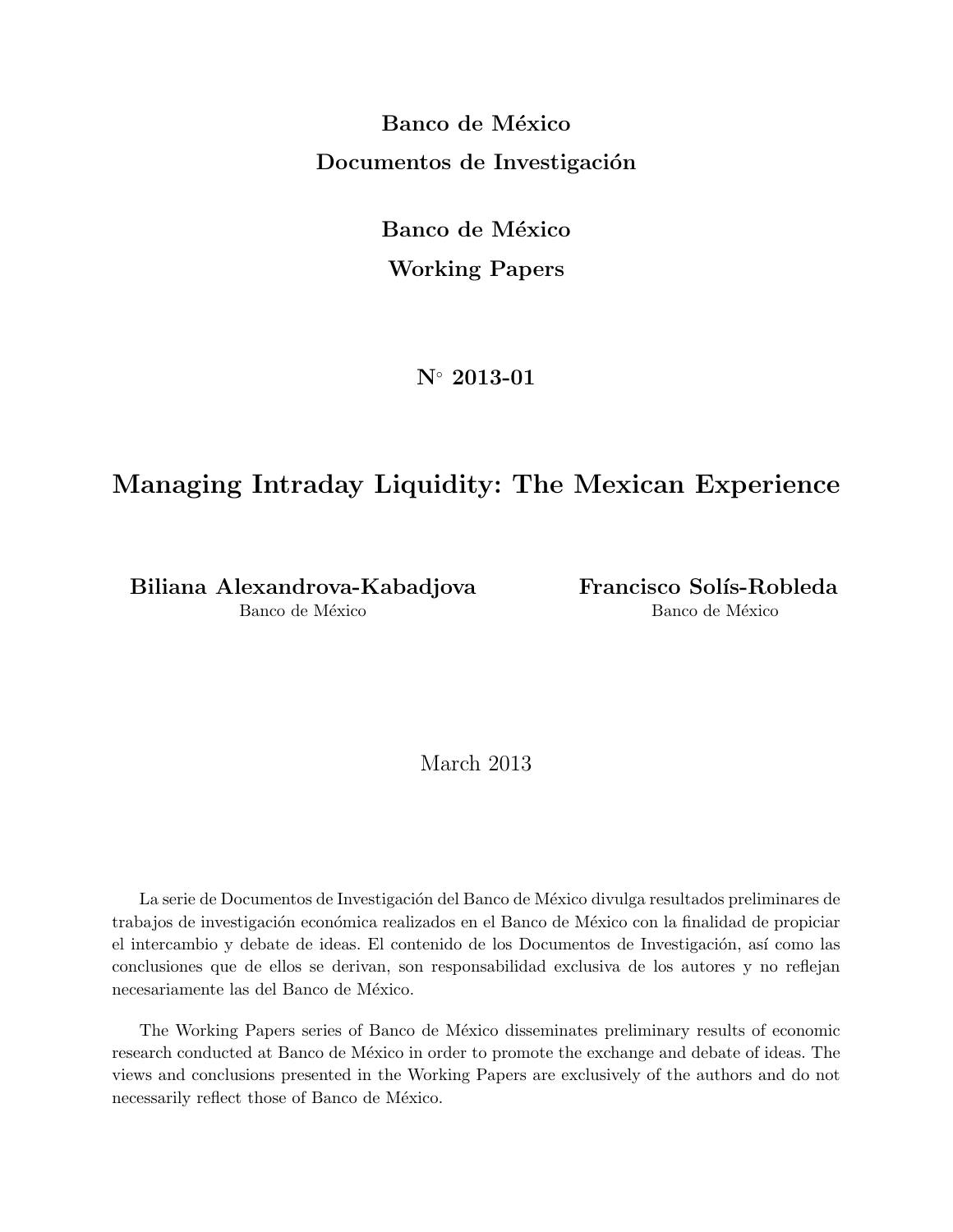**Banco de México**

**Documentos de Investigación**

**Banco de México**

**Working Papers**

**N° 2013-01**

# Managing Intraday Liquidity: The Mexican Experience

**Biliana Alexandrova-Kabadjova**
Banco de México

**Francisco Solís-Robleda**
Banco de México

March 2013

La serie de Documentos de Investigación del Banco de México divulga resultados preliminares de trabajos de investigación económica realizados en el Banco de México con la finalidad de propiciar el intercambio y debate de ideas. El contenido de los Documentos de Investigación, así como las conclusiones que de ellos se derivan, son responsabilidad exclusiva de los autores y no reflejan necesariamente las del Banco de México.

The Working Papers series of Banco de México disseminates preliminary results of economic research conducted at Banco de México in order to promote the exchange and debate of ideas. The views and conclusions presented in the Working Papers are exclusively of the authors and do not necessarily reflect those of Banco de México.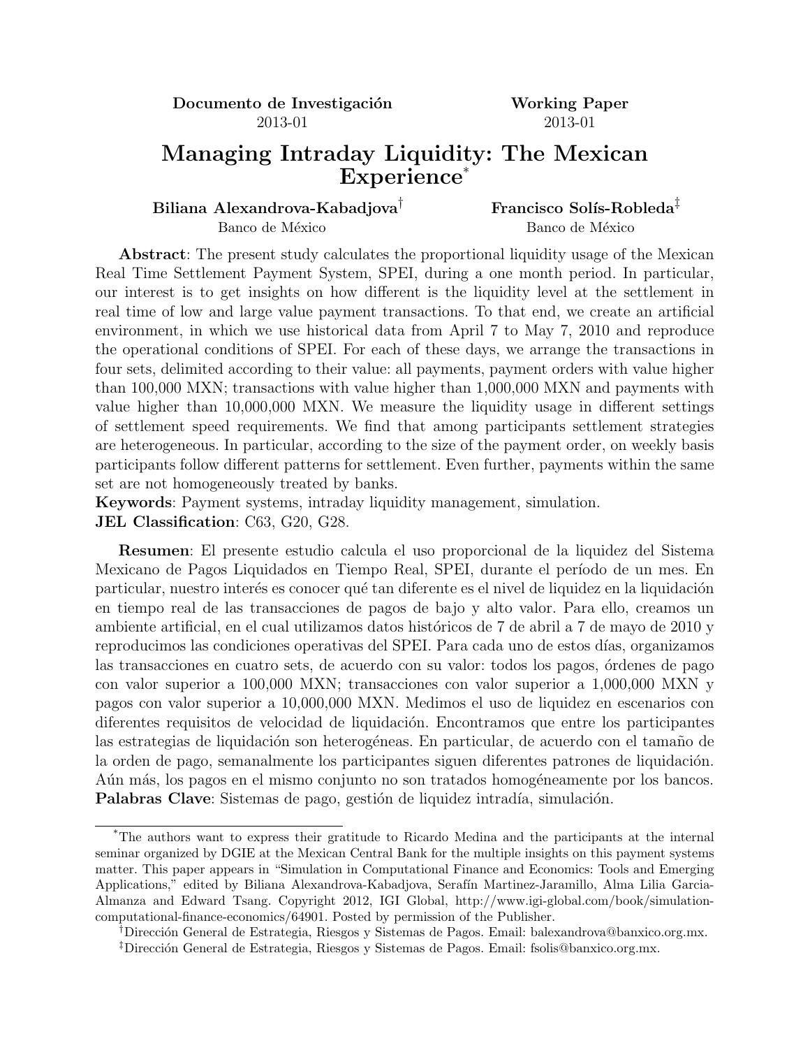**Documento de Investigación**
2013-01

**Working Paper**
2013-01

# Managing Intraday Liquidity: The Mexican Experience*

**Biliana Alexandrova-Kabadjova**[†]
Banco de México

**Francisco Solís-Robleda**[‡]
Banco de México

**Abstract**: The present study calculates the proportional liquidity usage of the Mexican Real Time Settlement Payment System, SPEI, during a one month period. In particular, our interest is to get insights on how different is the liquidity level at the settlement in real time of low and large value payment transactions. To that end, we create an artificial environment, in which we use historical data from April 7 to May 7, 2010 and reproduce the operational conditions of SPEI. For each of these days, we arrange the transactions in four sets, delimited according to their value: all payments, payment orders with value higher than 100,000 MXN; transactions with value higher than 1,000,000 MXN and payments with value higher than 10,000,000 MXN. We measure the liquidity usage in different settings of settlement speed requirements. We find that among participants settlement strategies are heterogeneous. In particular, according to the size of the payment order, on weekly basis participants follow different patterns for settlement. Even further, payments within the same set are not homogeneously treated by banks.
**Keywords**: Payment systems, intraday liquidity management, simulation.
**JEL Classification**: C63, G20, G28.

**Resumen**: El presente estudio calcula el uso proporcional de la liquidez del Sistema Mexicano de Pagos Liquidados en Tiempo Real, SPEI, durante el período de un mes. En particular, nuestro interés es conocer qué tan diferente es el nivel de liquidez en la liquidación en tiempo real de las transacciones de pagos de bajo y alto valor. Para ello, creamos un ambiente artificial, en el cual utilizamos datos históricos de 7 de abril a 7 de mayo de 2010 y reproducimos las condiciones operativas del SPEI. Para cada uno de estos días, organizamos las transacciones en cuatro sets, de acuerdo con su valor: todos los pagos, órdenes de pago con valor superior a 100,000 MXN; transacciones con valor superior a 1,000,000 MXN y pagos con valor superior a 10,000,000 MXN. Medimos el uso de liquidez en escenarios con diferentes requisitos de velocidad de liquidación. Encontramos que entre los participantes las estrategias de liquidación son heterogéneas. En particular, de acuerdo con el tamaño de la orden de pago, semanalmente los participantes siguen diferentes patrones de liquidación. Aún más, los pagos en el mismo conjunto no son tratados homogéneamente por los bancos.
**Palabras Clave**: Sistemas de pago, gestión de liquidez intradía, simulación.

---

*The authors want to express their gratitude to Ricardo Medina and the participants at the internal seminar organized by DGIE at the Mexican Central Bank for the multiple insights on this payment systems matter. This paper appears in "Simulation in Computational Finance and Economics: Tools and Emerging Applications," edited by Biliana Alexandrova-Kabadjova, Serafín Martinez-Jaramillo, Alma Lilia Garcia-Almanza and Edward Tsang. Copyright 2012, IGI Global, http://www.igi-global.com/book/simulation-computational-finance-economics/64901. Posted by permission of the Publisher.

[†]Dirección General de Estrategia, Riesgos y Sistemas de Pagos. Email: balexandrova@banxico.org.mx.

[‡]Dirección General de Estrategia, Riesgos y Sistemas de Pagos. Email: fsolis@banxico.org.mx.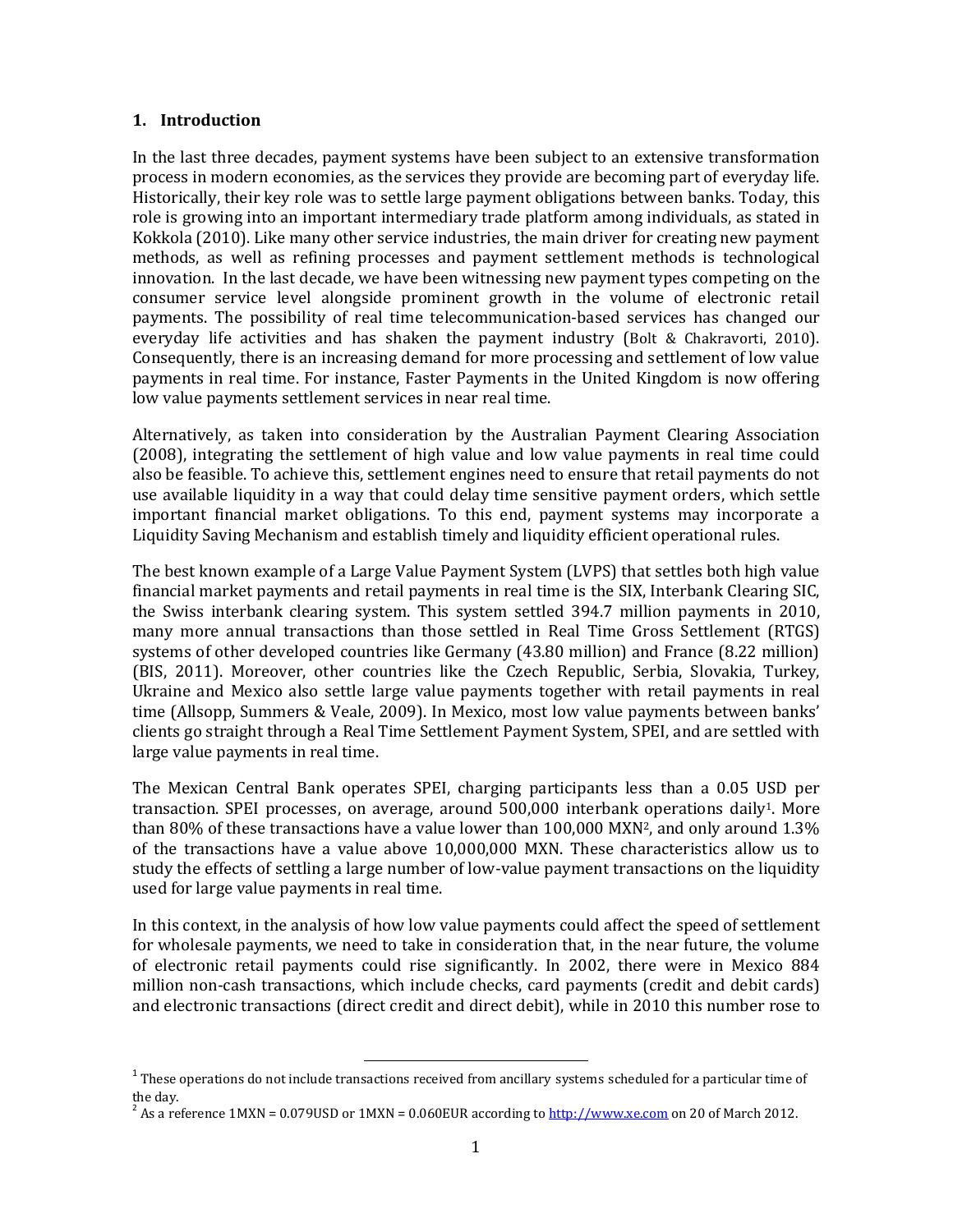## 1. Introduction

In the last three decades, payment systems have been subject to an extensive transformation process in modern economies, as the services they provide are becoming part of everyday life. Historically, their key role was to settle large payment obligations between banks. Today, this role is growing into an important intermediary trade platform among individuals, as stated in Kokkola (2010). Like many other service industries, the main driver for creating new payment methods, as well as refining processes and payment settlement methods is technological innovation. In the last decade, we have been witnessing new payment types competing on the consumer service level alongside prominent growth in the volume of electronic retail payments. The possibility of real time telecommunication-based services has changed our everyday life activities and has shaken the payment industry (Bolt & Chakravorti, 2010). Consequently, there is an increasing demand for more processing and settlement of low value payments in real time. For instance, Faster Payments in the United Kingdom is now offering low value payments settlement services in near real time.

Alternatively, as taken into consideration by the Australian Payment Clearing Association (2008), integrating the settlement of high value and low value payments in real time could also be feasible. To achieve this, settlement engines need to ensure that retail payments do not use available liquidity in a way that could delay time sensitive payment orders, which settle important financial market obligations. To this end, payment systems may incorporate a Liquidity Saving Mechanism and establish timely and liquidity efficient operational rules.

The best known example of a Large Value Payment System (LVPS) that settles both high value financial market payments and retail payments in real time is the SIX, Interbank Clearing SIC, the Swiss interbank clearing system. This system settled 394.7 million payments in 2010, many more annual transactions than those settled in Real Time Gross Settlement (RTGS) systems of other developed countries like Germany (43.80 million) and France (8.22 million) (BIS, 2011). Moreover, other countries like the Czech Republic, Serbia, Slovakia, Turkey, Ukraine and Mexico also settle large value payments together with retail payments in real time (Allsopp, Summers & Veale, 2009). In Mexico, most low value payments between banks' clients go straight through a Real Time Settlement Payment System, SPEI, and are settled with large value payments in real time.

The Mexican Central Bank operates SPEI, charging participants less than a 0.05 USD per transaction. SPEI processes, on average, around 500,000 interbank operations daily[1]. More than 80% of these transactions have a value lower than 100,000 MXN[2], and only around 1.3% of the transactions have a value above 10,000,000 MXN. These characteristics allow us to study the effects of settling a large number of low-value payment transactions on the liquidity used for large value payments in real time.

In this context, in the analysis of how low value payments could affect the speed of settlement for wholesale payments, we need to take in consideration that, in the near future, the volume of electronic retail payments could rise significantly. In 2002, there were in Mexico 884 million non-cash transactions, which include checks, card payments (credit and debit cards) and electronic transactions (direct credit and direct debit), while in 2010 this number rose to

---

[1] These operations do not include transactions received from ancillary systems scheduled for a particular time of the day.

[2] As a reference 1MXN = 0.079USD or 1MXN = 0.060EUR according to http://www.xe.com on 20 of March 2012.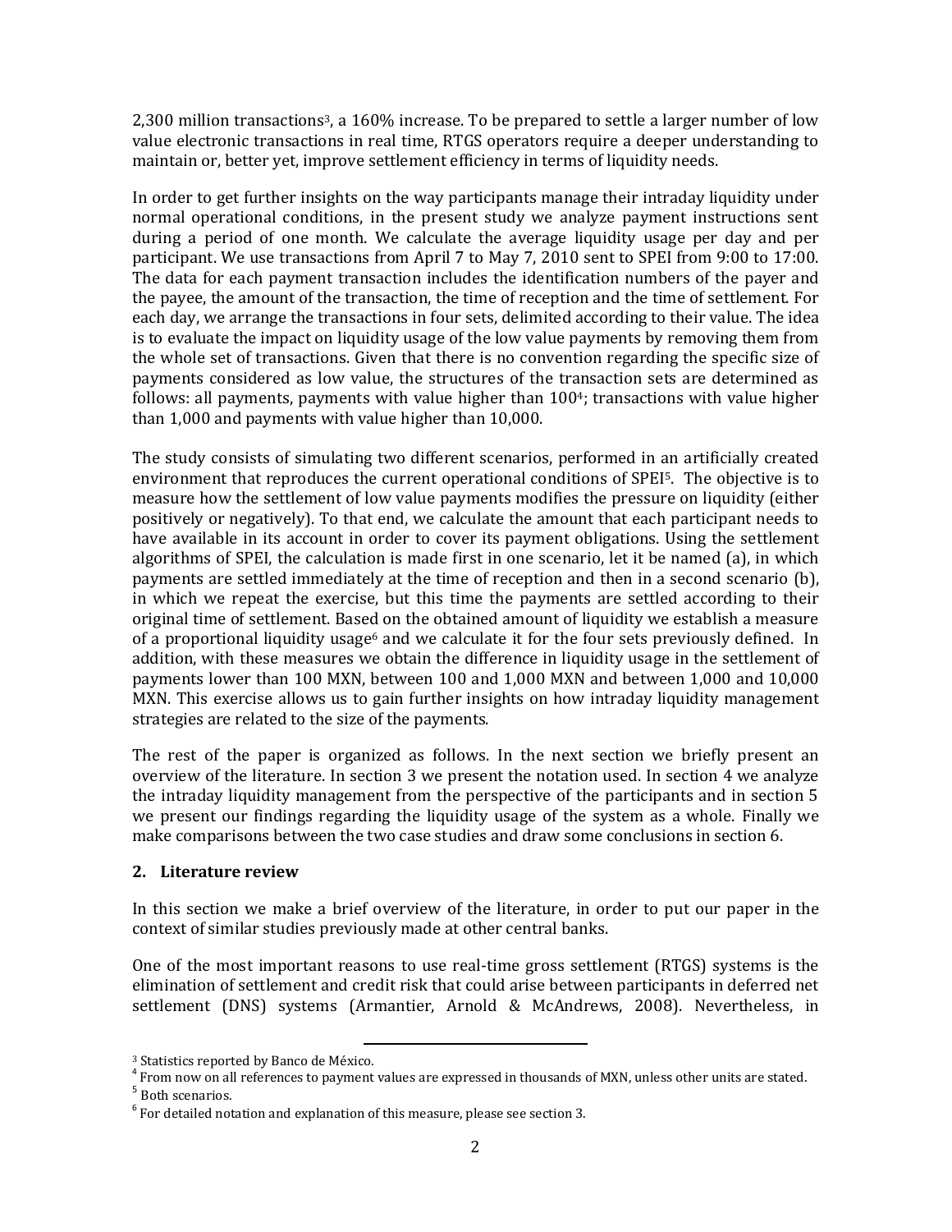2,300 million transactions[3], a 160% increase. To be prepared to settle a larger number of low value electronic transactions in real time, RTGS operators require a deeper understanding to maintain or, better yet, improve settlement efficiency in terms of liquidity needs.

In order to get further insights on the way participants manage their intraday liquidity under normal operational conditions, in the present study we analyze payment instructions sent during a period of one month. We calculate the average liquidity usage per day and per participant. We use transactions from April 7 to May 7, 2010 sent to SPEI from 9:00 to 17:00. The data for each payment transaction includes the identification numbers of the payer and the payee, the amount of the transaction, the time of reception and the time of settlement. For each day, we arrange the transactions in four sets, delimited according to their value. The idea is to evaluate the impact on liquidity usage of the low value payments by removing them from the whole set of transactions. Given that there is no convention regarding the specific size of payments considered as low value, the structures of the transaction sets are determined as follows: all payments, payments with value higher than 100[4]; transactions with value higher than 1,000 and payments with value higher than 10,000.

The study consists of simulating two different scenarios, performed in an artificially created environment that reproduces the current operational conditions of SPEI[5]. The objective is to measure how the settlement of low value payments modifies the pressure on liquidity (either positively or negatively). To that end, we calculate the amount that each participant needs to have available in its account in order to cover its payment obligations. Using the settlement algorithms of SPEI, the calculation is made first in one scenario, let it be named (a), in which payments are settled immediately at the time of reception and then in a second scenario (b), in which we repeat the exercise, but this time the payments are settled according to their original time of settlement. Based on the obtained amount of liquidity we establish a measure of a proportional liquidity usage[6] and we calculate it for the four sets previously defined. In addition, with these measures we obtain the difference in liquidity usage in the settlement of payments lower than 100 MXN, between 100 and 1,000 MXN and between 1,000 and 10,000 MXN. This exercise allows us to gain further insights on how intraday liquidity management strategies are related to the size of the payments.

The rest of the paper is organized as follows. In the next section we briefly present an overview of the literature. In section 3 we present the notation used. In section 4 we analyze the intraday liquidity management from the perspective of the participants and in section 5 we present our findings regarding the liquidity usage of the system as a whole. Finally we make comparisons between the two case studies and draw some conclusions in section 6.

## 2. Literature review

In this section we make a brief overview of the literature, in order to put our paper in the context of similar studies previously made at other central banks.

One of the most important reasons to use real-time gross settlement (RTGS) systems is the elimination of settlement and credit risk that could arise between participants in deferred net settlement (DNS) systems (Armantier, Arnold & McAndrews, 2008). Nevertheless, in

---

[3] Statistics reported by Banco de México.

[4] From now on all references to payment values are expressed in thousands of MXN, unless other units are stated.

[5] Both scenarios.

[6] For detailed notation and explanation of this measure, please see section 3.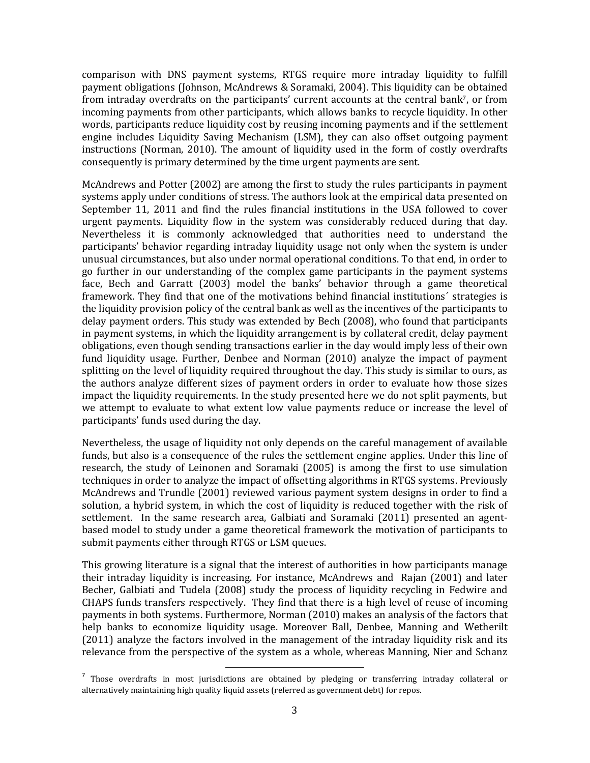comparison with DNS payment systems, RTGS require more intraday liquidity to fulfill payment obligations (Johnson, McAndrews & Soramaki, 2004). This liquidity can be obtained from intraday overdrafts on the participants' current accounts at the central bank[7], or from incoming payments from other participants, which allows banks to recycle liquidity. In other words, participants reduce liquidity cost by reusing incoming payments and if the settlement engine includes Liquidity Saving Mechanism (LSM), they can also offset outgoing payment instructions (Norman, 2010). The amount of liquidity used in the form of costly overdrafts consequently is primary determined by the time urgent payments are sent.

McAndrews and Potter (2002) are among the first to study the rules participants in payment systems apply under conditions of stress. The authors look at the empirical data presented on September 11, 2011 and find the rules financial institutions in the USA followed to cover urgent payments. Liquidity flow in the system was considerably reduced during that day. Nevertheless it is commonly acknowledged that authorities need to understand the participants' behavior regarding intraday liquidity usage not only when the system is under unusual circumstances, but also under normal operational conditions. To that end, in order to go further in our understanding of the complex game participants in the payment systems face, Bech and Garratt (2003) model the banks' behavior through a game theoretical framework. They find that one of the motivations behind financial institutions´ strategies is the liquidity provision policy of the central bank as well as the incentives of the participants to delay payment orders. This study was extended by Bech (2008), who found that participants in payment systems, in which the liquidity arrangement is by collateral credit, delay payment obligations, even though sending transactions earlier in the day would imply less of their own fund liquidity usage. Further, Denbee and Norman (2010) analyze the impact of payment splitting on the level of liquidity required throughout the day. This study is similar to ours, as the authors analyze different sizes of payment orders in order to evaluate how those sizes impact the liquidity requirements. In the study presented here we do not split payments, but we attempt to evaluate to what extent low value payments reduce or increase the level of participants' funds used during the day.

Nevertheless, the usage of liquidity not only depends on the careful management of available funds, but also is a consequence of the rules the settlement engine applies. Under this line of research, the study of Leinonen and Soramaki (2005) is among the first to use simulation techniques in order to analyze the impact of offsetting algorithms in RTGS systems. Previously McAndrews and Trundle (2001) reviewed various payment system designs in order to find a solution, a hybrid system, in which the cost of liquidity is reduced together with the risk of settlement. In the same research area, Galbiati and Soramaki (2011) presented an agent-based model to study under a game theoretical framework the motivation of participants to submit payments either through RTGS or LSM queues.

This growing literature is a signal that the interest of authorities in how participants manage their intraday liquidity is increasing. For instance, McAndrews and Rajan (2001) and later Becher, Galbiati and Tudela (2008) study the process of liquidity recycling in Fedwire and CHAPS funds transfers respectively. They find that there is a high level of reuse of incoming payments in both systems. Furthermore, Norman (2010) makes an analysis of the factors that help banks to economize liquidity usage. Moreover Ball, Denbee, Manning and Wetherilt (2011) analyze the factors involved in the management of the intraday liquidity risk and its relevance from the perspective of the system as a whole, whereas Manning, Nier and Schanz

[7] Those overdrafts in most jurisdictions are obtained by pledging or transferring intraday collateral or alternatively maintaining high quality liquid assets (referred as government debt) for repos.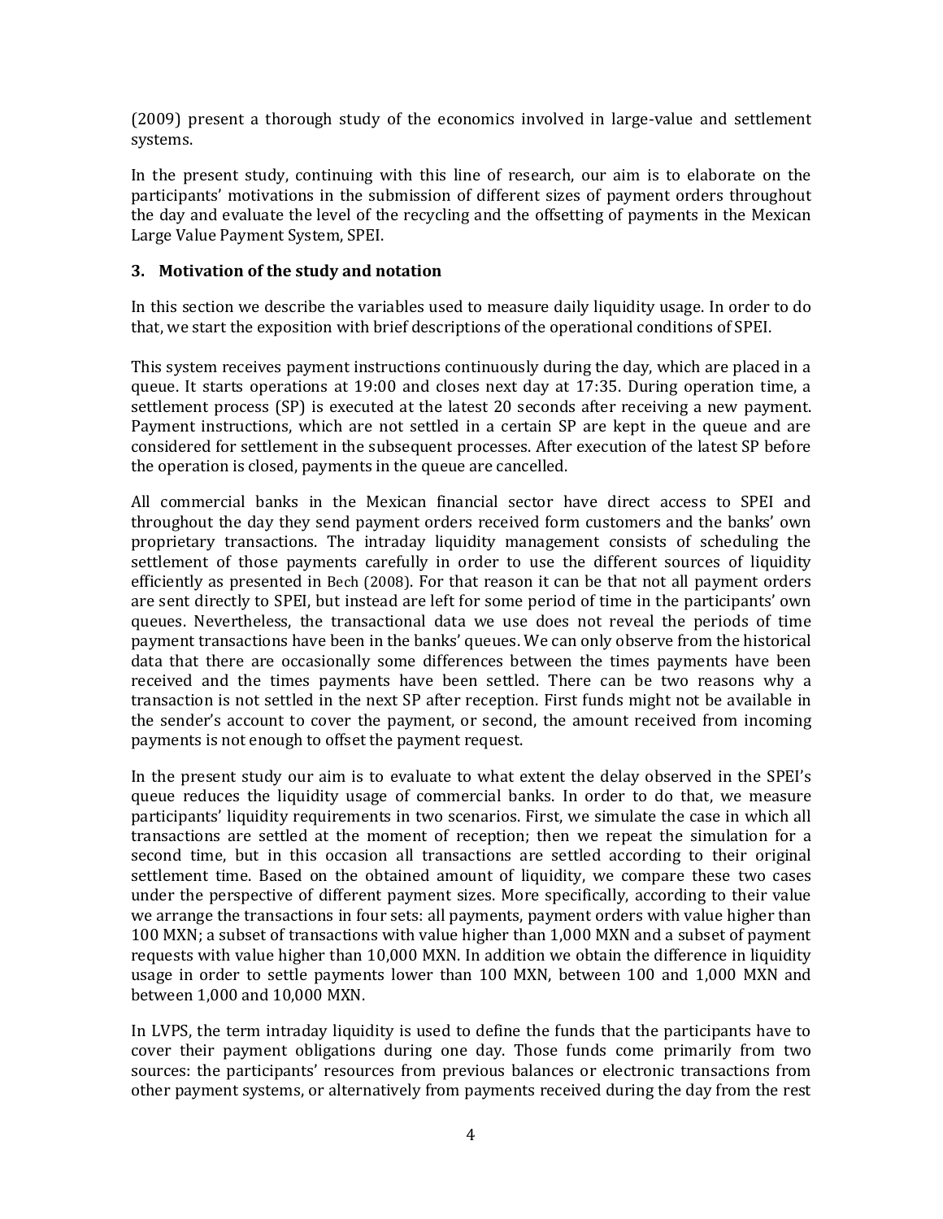(2009) present a thorough study of the economics involved in large-value and settlement systems.

In the present study, continuing with this line of research, our aim is to elaborate on the participants' motivations in the submission of different sizes of payment orders throughout the day and evaluate the level of the recycling and the offsetting of payments in the Mexican Large Value Payment System, SPEI.

## 3. Motivation of the study and notation

In this section we describe the variables used to measure daily liquidity usage. In order to do that, we start the exposition with brief descriptions of the operational conditions of SPEI.

This system receives payment instructions continuously during the day, which are placed in a queue. It starts operations at 19:00 and closes next day at 17:35. During operation time, a settlement process (SP) is executed at the latest 20 seconds after receiving a new payment. Payment instructions, which are not settled in a certain SP are kept in the queue and are considered for settlement in the subsequent processes. After execution of the latest SP before the operation is closed, payments in the queue are cancelled.

All commercial banks in the Mexican financial sector have direct access to SPEI and throughout the day they send payment orders received form customers and the banks' own proprietary transactions. The intraday liquidity management consists of scheduling the settlement of those payments carefully in order to use the different sources of liquidity efficiently as presented in Bech (2008). For that reason it can be that not all payment orders are sent directly to SPEI, but instead are left for some period of time in the participants' own queues. Nevertheless, the transactional data we use does not reveal the periods of time payment transactions have been in the banks' queues. We can only observe from the historical data that there are occasionally some differences between the times payments have been received and the times payments have been settled. There can be two reasons why a transaction is not settled in the next SP after reception. First funds might not be available in the sender's account to cover the payment, or second, the amount received from incoming payments is not enough to offset the payment request.

In the present study our aim is to evaluate to what extent the delay observed in the SPEI's queue reduces the liquidity usage of commercial banks. In order to do that, we measure participants' liquidity requirements in two scenarios. First, we simulate the case in which all transactions are settled at the moment of reception; then we repeat the simulation for a second time, but in this occasion all transactions are settled according to their original settlement time. Based on the obtained amount of liquidity, we compare these two cases under the perspective of different payment sizes. More specifically, according to their value we arrange the transactions in four sets: all payments, payment orders with value higher than 100 MXN; a subset of transactions with value higher than 1,000 MXN and a subset of payment requests with value higher than 10,000 MXN. In addition we obtain the difference in liquidity usage in order to settle payments lower than 100 MXN, between 100 and 1,000 MXN and between 1,000 and 10,000 MXN.

In LVPS, the term intraday liquidity is used to define the funds that the participants have to cover their payment obligations during one day. Those funds come primarily from two sources: the participants' resources from previous balances or electronic transactions from other payment systems, or alternatively from payments received during the day from the rest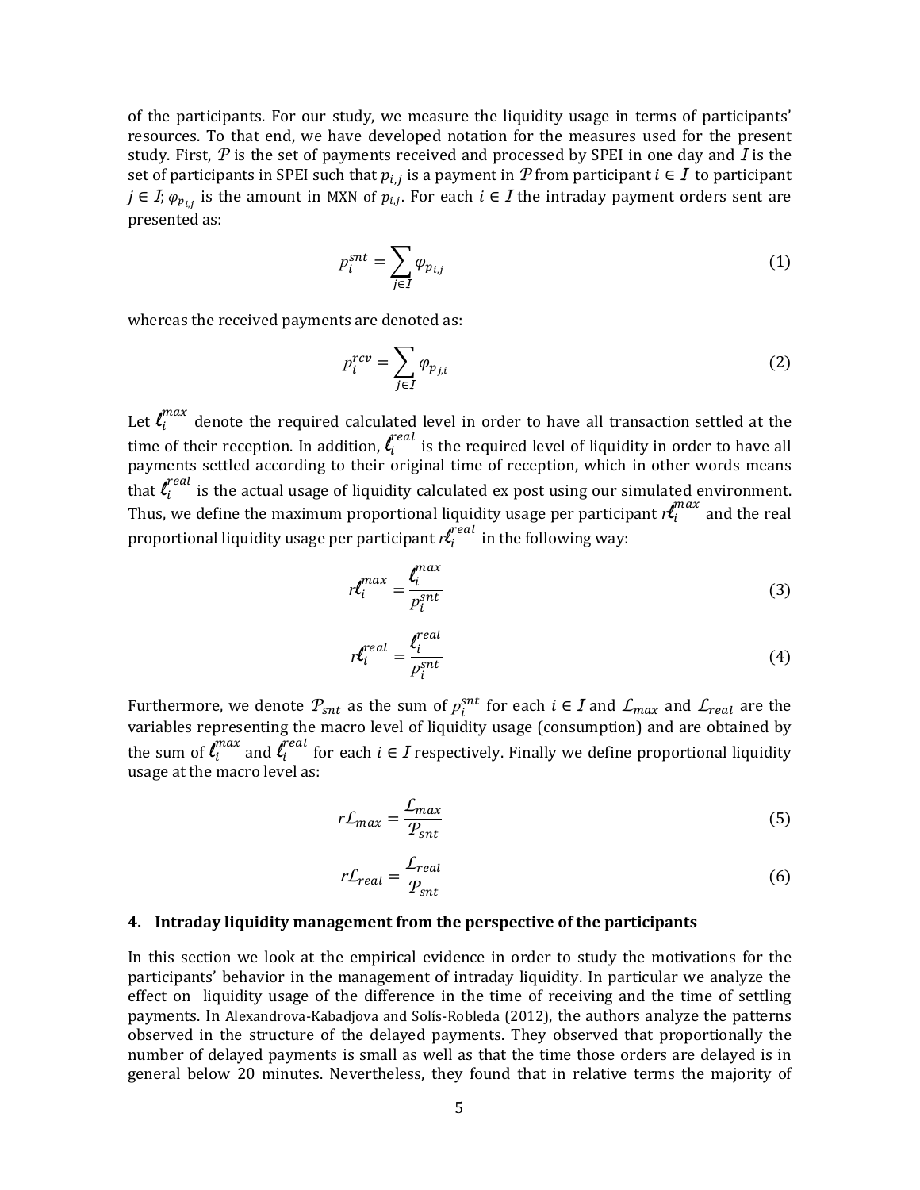of the participants. For our study, we measure the liquidity usage in terms of participants' resources. To that end, we have developed notation for the measures used for the present study. First, $\mathcal{P}$ is the set of payments received and processed by SPEI in one day and $\mathcal{I}$ is the set of participants in SPEI such that $p_{i,j}$ is a payment in $\mathcal{P}$ from participant $i \in \mathcal{I}$ to participant $j \in \mathcal{I}$; $\varphi_{p_{i,j}}$ is the amount in MXN of $p_{i,j}$. For each $i \in \mathcal{I}$ the intraday payment orders sent are presented as:

$$p_i^{snt} = \sum_{j \in I} \varphi_{p_{i,j}} \tag{1}$$

whereas the received payments are denoted as:

$$p_i^{rcv} = \sum_{j \in I} \varphi_{p_{j,i}} \tag{2}$$

Let $\ell_i^{max}$ denote the required calculated level in order to have all transaction settled at the time of their reception. In addition, $\ell_i^{real}$ is the required level of liquidity in order to have all payments settled according to their original time of reception, which in other words means that $\ell_i^{real}$ is the actual usage of liquidity calculated ex post using our simulated environment. Thus, we define the maximum proportional liquidity usage per participant $r\ell_i^{max}$ and the real proportional liquidity usage per participant $r\ell_i^{real}$ in the following way:

$$r\ell_i^{max} = \frac{\ell_i^{max}}{p_i^{snt}} \tag{3}$$

$$r\ell_i^{real} = \frac{\ell_i^{real}}{p_i^{snt}} \tag{4}$$

Furthermore, we denote $\mathcal{P}_{snt}$ as the sum of $p_i^{snt}$ for each $i \in \mathcal{I}$ and $\mathcal{L}_{max}$ and $\mathcal{L}_{real}$ are the variables representing the macro level of liquidity usage (consumption) and are obtained by the sum of $\ell_i^{max}$ and $\ell_i^{real}$ for each $i \in \mathcal{I}$ respectively. Finally we define proportional liquidity usage at the macro level as:

$$r\mathcal{L}_{max} = \frac{\mathcal{L}_{max}}{\mathcal{P}_{snt}} \tag{5}$$

$$r\mathcal{L}_{real} = \frac{\mathcal{L}_{real}}{\mathcal{P}_{snt}} \tag{6}$$

## 4. Intraday liquidity management from the perspective of the participants

In this section we look at the empirical evidence in order to study the motivations for the participants' behavior in the management of intraday liquidity. In particular we analyze the effect on liquidity usage of the difference in the time of receiving and the time of settling payments. In Alexandrova-Kabadjova and Solís-Robleda (2012), the authors analyze the patterns observed in the structure of the delayed payments. They observed that proportionally the number of delayed payments is small as well as that the time those orders are delayed is in general below 20 minutes. Nevertheless, they found that in relative terms the majority of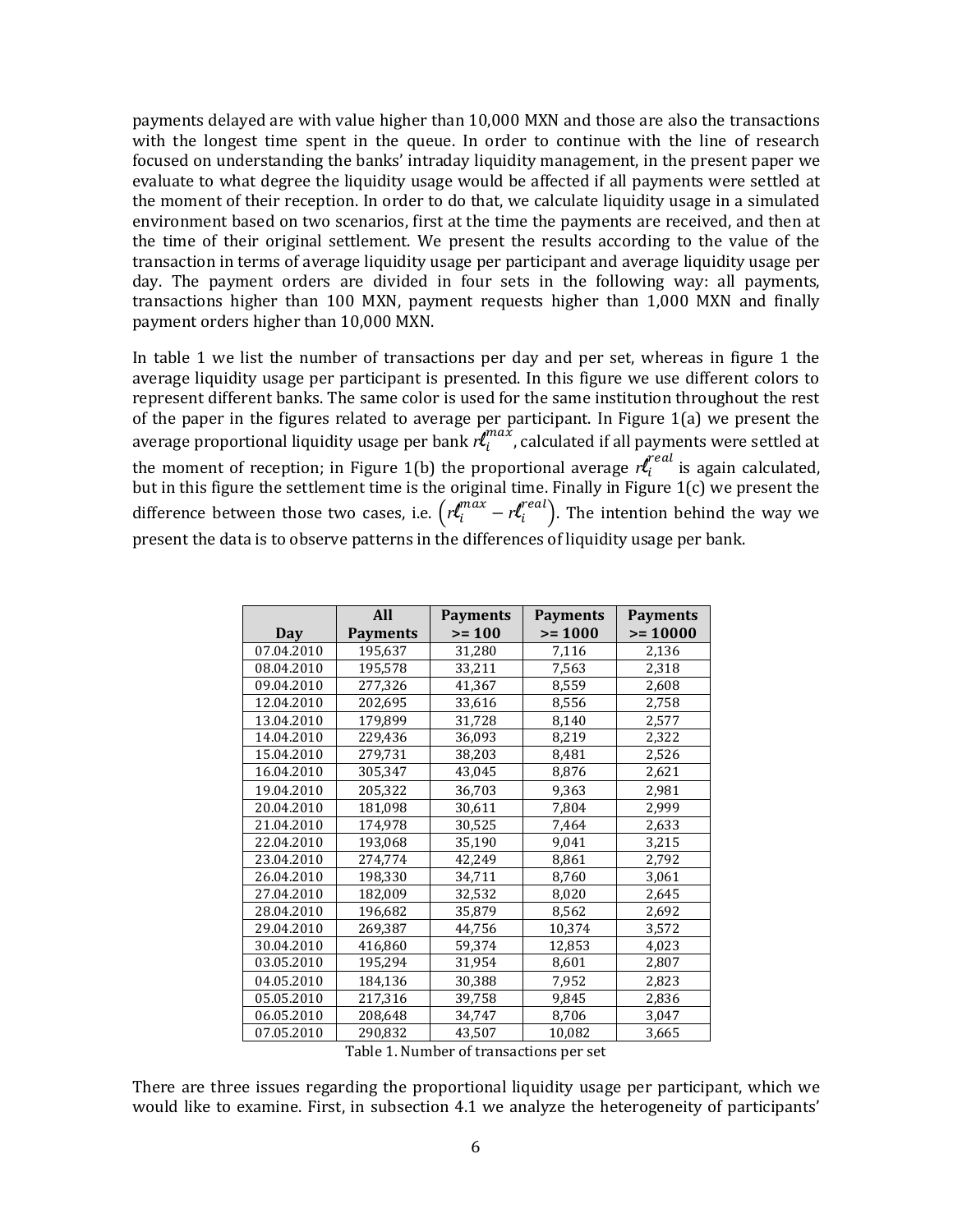payments delayed are with value higher than 10,000 MXN and those are also the transactions with the longest time spent in the queue. In order to continue with the line of research focused on understanding the banks' intraday liquidity management, in the present paper we evaluate to what degree the liquidity usage would be affected if all payments were settled at the moment of their reception. In order to do that, we calculate liquidity usage in a simulated environment based on two scenarios, first at the time the payments are received, and then at the time of their original settlement. We present the results according to the value of the transaction in terms of average liquidity usage per participant and average liquidity usage per day. The payment orders are divided in four sets in the following way: all payments, transactions higher than 100 MXN, payment requests higher than 1,000 MXN and finally payment orders higher than 10,000 MXN.

In table 1 we list the number of transactions per day and per set, whereas in figure 1 the average liquidity usage per participant is presented. In this figure we use different colors to represent different banks. The same color is used for the same institution throughout the rest of the paper in the figures related to average per participant. In Figure 1(a) we present the average proportional liquidity usage per bank $r\ell_i^{max}$, calculated if all payments were settled at the moment of reception; in Figure 1(b) the proportional average $r\ell_i^{real}$ is again calculated, but in this figure the settlement time is the original time. Finally in Figure 1(c) we present the difference between those two cases, i.e. $\left(r\ell_i^{max} - r\ell_i^{real}\right)$. The intention behind the way we present the data is to observe patterns in the differences of liquidity usage per bank.

| Day | All Payments | Payments >= 100 | Payments >= 1000 | Payments >= 10000 |
|---|---|---|---|---|
| 07.04.2010 | 195,637 | 31,280 | 7,116 | 2,136 |
| 08.04.2010 | 195,578 | 33,211 | 7,563 | 2,318 |
| 09.04.2010 | 277,326 | 41,367 | 8,559 | 2,608 |
| 12.04.2010 | 202,695 | 33,616 | 8,556 | 2,758 |
| 13.04.2010 | 179,899 | 31,728 | 8,140 | 2,577 |
| 14.04.2010 | 229,436 | 36,093 | 8,219 | 2,322 |
| 15.04.2010 | 279,731 | 38,203 | 8,481 | 2,526 |
| 16.04.2010 | 305,347 | 43,045 | 8,876 | 2,621 |
| 19.04.2010 | 205,322 | 36,703 | 9,363 | 2,981 |
| 20.04.2010 | 181,098 | 30,611 | 7,804 | 2,999 |
| 21.04.2010 | 174,978 | 30,525 | 7,464 | 2,633 |
| 22.04.2010 | 193,068 | 35,190 | 9,041 | 3,215 |
| 23.04.2010 | 274,774 | 42,249 | 8,861 | 2,792 |
| 26.04.2010 | 198,330 | 34,711 | 8,760 | 3,061 |
| 27.04.2010 | 182,009 | 32,532 | 8,020 | 2,645 |
| 28.04.2010 | 196,682 | 35,879 | 8,562 | 2,692 |
| 29.04.2010 | 269,387 | 44,756 | 10,374 | 3,572 |
| 30.04.2010 | 416,860 | 59,374 | 12,853 | 4,023 |
| 03.05.2010 | 195,294 | 31,954 | 8,601 | 2,807 |
| 04.05.2010 | 184,136 | 30,388 | 7,952 | 2,823 |
| 05.05.2010 | 217,316 | 39,758 | 9,845 | 2,836 |
| 06.05.2010 | 208,648 | 34,747 | 8,706 | 3,047 |
| 07.05.2010 | 290,832 | 43,507 | 10,082 | 3,665 |

Table 1. Number of transactions per set

There are three issues regarding the proportional liquidity usage per participant, which we would like to examine. First, in subsection 4.1 we analyze the heterogeneity of participants'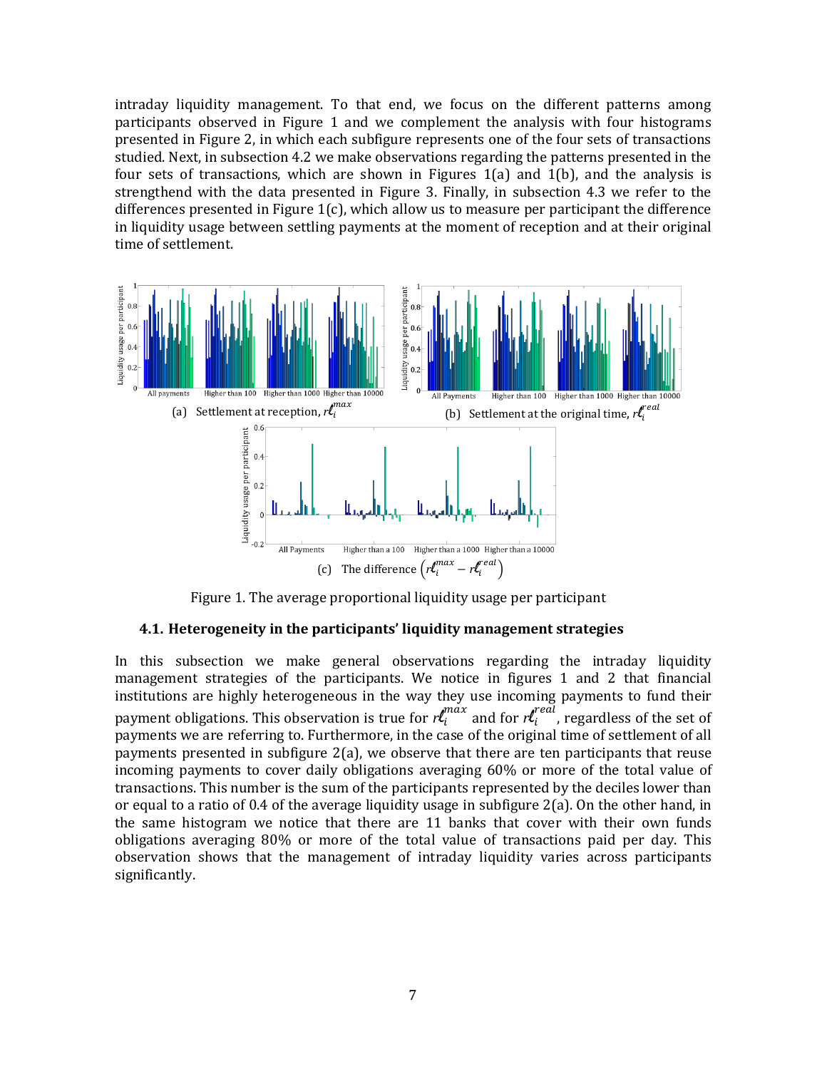intraday liquidity management. To that end, we focus on the different patterns among participants observed in Figure 1 and we complement the analysis with four histograms presented in Figure 2, in which each subfigure represents one of the four sets of transactions studied. Next, in subsection 4.2 we make observations regarding the patterns presented in the four sets of transactions, which are shown in Figures 1(a) and 1(b), and the analysis is strengthend with the data presented in Figure 3. Finally, in subsection 4.3 we refer to the differences presented in Figure 1(c), which allow us to measure per participant the difference in liquidity usage between settling payments at the moment of reception and at their original time of settlement.

(a) Settlement at reception, $r\ell_i^{max}$

(b) Settlement at the original time, $r\ell_i^{real}$

(c) The difference $\left(r\ell_i^{max} - r\ell_i^{real}\right)$

Figure 1. The average proportional liquidity usage per participant

### 4.1. Heterogeneity in the participants' liquidity management strategies

In this subsection we make general observations regarding the intraday liquidity management strategies of the participants. We notice in figures 1 and 2 that financial institutions are highly heterogeneous in the way they use incoming payments to fund their payment obligations. This observation is true for $r\ell_i^{max}$ and for $r\ell_i^{real}$, regardless of the set of payments we are referring to. Furthermore, in the case of the original time of settlement of all payments presented in subfigure 2(a), we observe that there are ten participants that reuse incoming payments to cover daily obligations averaging 60% or more of the total value of transactions. This number is the sum of the participants represented by the deciles lower than or equal to a ratio of 0.4 of the average liquidity usage in subfigure 2(a). On the other hand, in the same histogram we notice that there are 11 banks that cover with their own funds obligations averaging 80% or more of the total value of transactions paid per day. This observation shows that the management of intraday liquidity varies across participants significantly.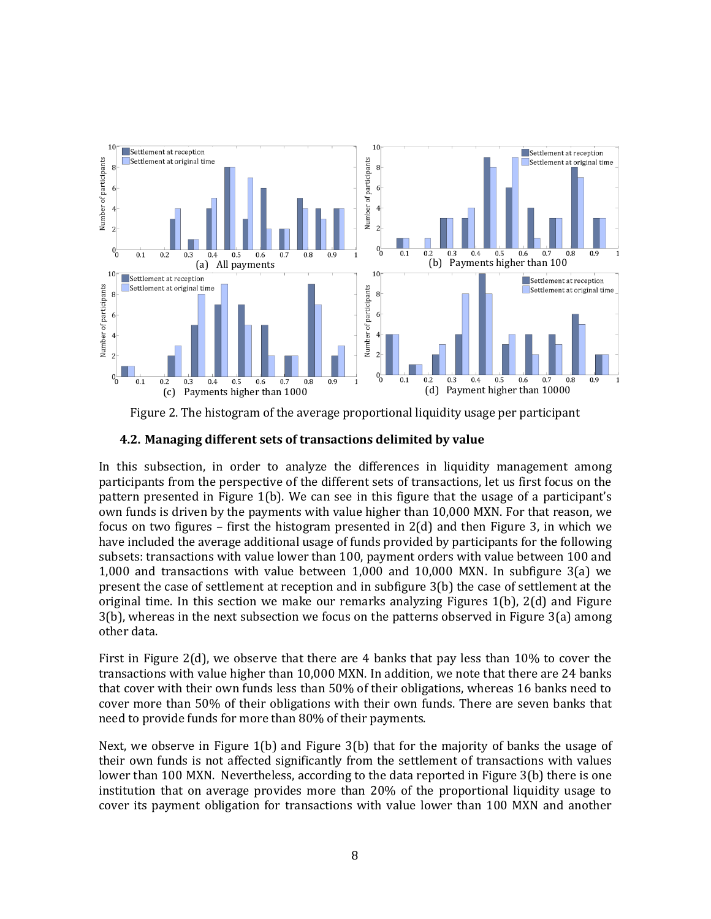Figure 2. The histogram of the average proportional liquidity usage per participant

### 4.2. Managing different sets of transactions delimited by value

In this subsection, in order to analyze the differences in liquidity management among participants from the perspective of the different sets of transactions, let us first focus on the pattern presented in Figure 1(b). We can see in this figure that the usage of a participant's own funds is driven by the payments with value higher than 10,000 MXN. For that reason, we focus on two figures – first the histogram presented in 2(d) and then Figure 3, in which we have included the average additional usage of funds provided by participants for the following subsets: transactions with value lower than 100, payment orders with value between 100 and 1,000 and transactions with value between 1,000 and 10,000 MXN. In subfigure 3(a) we present the case of settlement at reception and in subfigure 3(b) the case of settlement at the original time. In this section we make our remarks analyzing Figures 1(b), 2(d) and Figure 3(b), whereas in the next subsection we focus on the patterns observed in Figure 3(a) among other data.

First in Figure 2(d), we observe that there are 4 banks that pay less than 10% to cover the transactions with value higher than 10,000 MXN. In addition, we note that there are 24 banks that cover with their own funds less than 50% of their obligations, whereas 16 banks need to cover more than 50% of their obligations with their own funds. There are seven banks that need to provide funds for more than 80% of their payments.

Next, we observe in Figure 1(b) and Figure 3(b) that for the majority of banks the usage of their own funds is not affected significantly from the settlement of transactions with values lower than 100 MXN. Nevertheless, according to the data reported in Figure 3(b) there is one institution that on average provides more than 20% of the proportional liquidity usage to cover its payment obligation for transactions with value lower than 100 MXN and another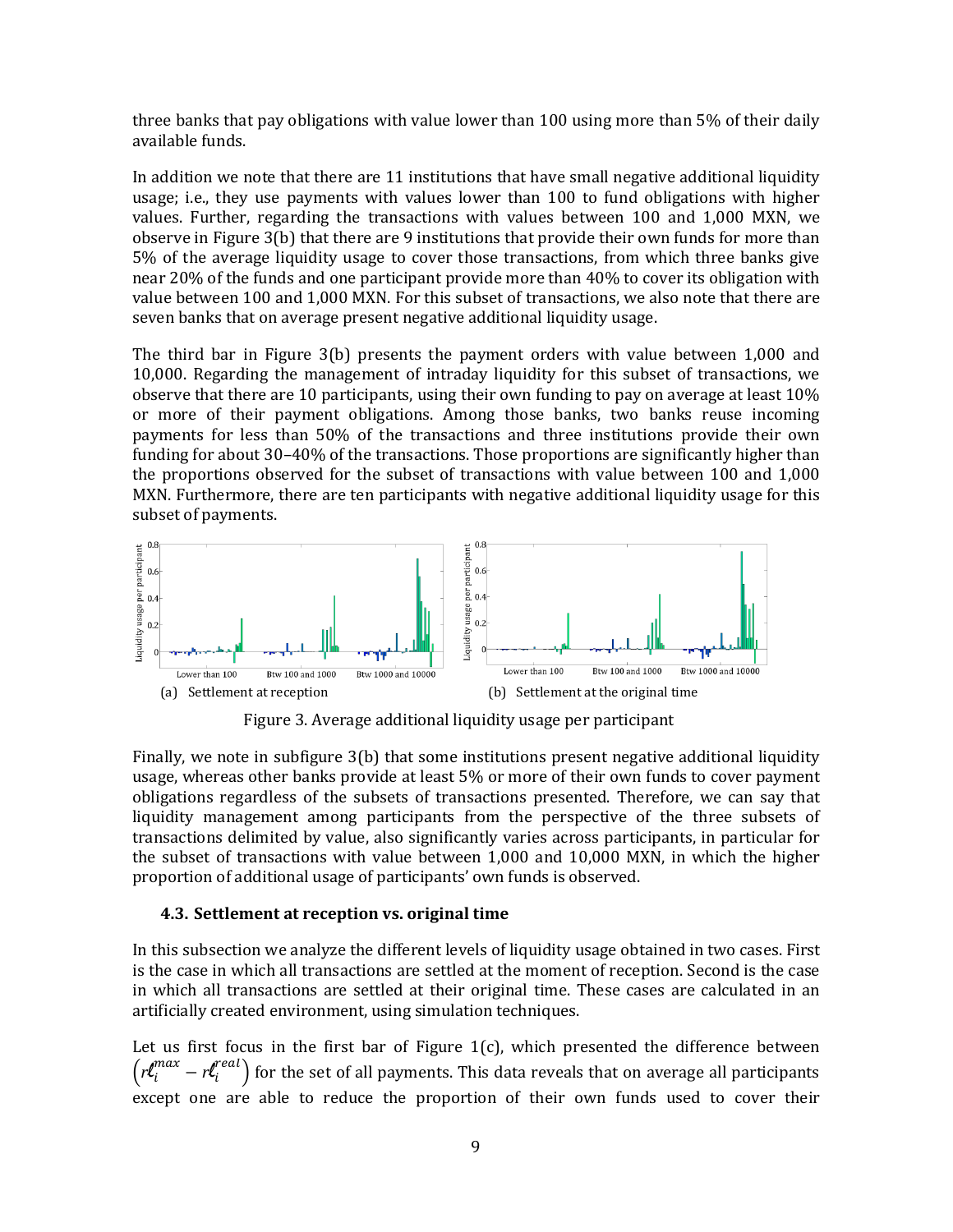three banks that pay obligations with value lower than 100 using more than 5% of their daily available funds.

In addition we note that there are 11 institutions that have small negative additional liquidity usage; i.e., they use payments with values lower than 100 to fund obligations with higher values. Further, regarding the transactions with values between 100 and 1,000 MXN, we observe in Figure 3(b) that there are 9 institutions that provide their own funds for more than 5% of the average liquidity usage to cover those transactions, from which three banks give near 20% of the funds and one participant provide more than 40% to cover its obligation with value between 100 and 1,000 MXN. For this subset of transactions, we also note that there are seven banks that on average present negative additional liquidity usage.

The third bar in Figure 3(b) presents the payment orders with value between 1,000 and 10,000. Regarding the management of intraday liquidity for this subset of transactions, we observe that there are 10 participants, using their own funding to pay on average at least 10% or more of their payment obligations. Among those banks, two banks reuse incoming payments for less than 50% of the transactions and three institutions provide their own funding for about 30–40% of the transactions. Those proportions are significantly higher than the proportions observed for the subset of transactions with value between 100 and 1,000 MXN. Furthermore, there are ten participants with negative additional liquidity usage for this subset of payments.

(a) Settlement at reception (b) Settlement at the original time

Figure 3. Average additional liquidity usage per participant

Finally, we note in subfigure 3(b) that some institutions present negative additional liquidity usage, whereas other banks provide at least 5% or more of their own funds to cover payment obligations regardless of the subsets of transactions presented. Therefore, we can say that liquidity management among participants from the perspective of the three subsets of transactions delimited by value, also significantly varies across participants, in particular for the subset of transactions with value between 1,000 and 10,000 MXN, in which the higher proportion of additional usage of participants' own funds is observed.

### 4.3. Settlement at reception vs. original time

In this subsection we analyze the different levels of liquidity usage obtained in two cases. First is the case in which all transactions are settled at the moment of reception. Second is the case in which all transactions are settled at their original time. These cases are calculated in an artificially created environment, using simulation techniques.

Let us first focus in the first bar of Figure 1(c), which presented the difference between $\left(r\ell_i^{max} - r\ell_i^{real}\right)$ for the set of all payments. This data reveals that on average all participants except one are able to reduce the proportion of their own funds used to cover their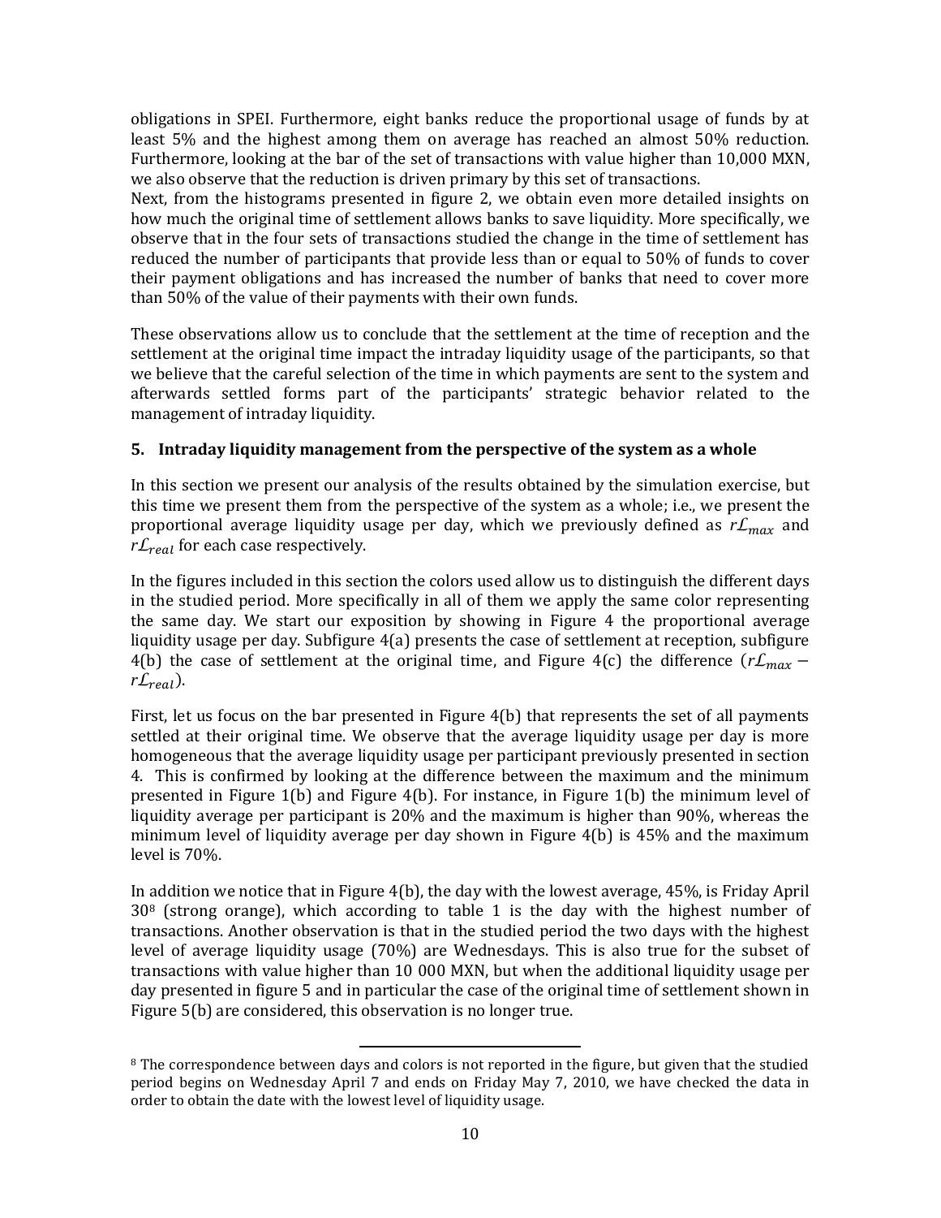obligations in SPEI. Furthermore, eight banks reduce the proportional usage of funds by at least 5% and the highest among them on average has reached an almost 50% reduction. Furthermore, looking at the bar of the set of transactions with value higher than 10,000 MXN, we also observe that the reduction is driven primary by this set of transactions.
Next, from the histograms presented in figure 2, we obtain even more detailed insights on how much the original time of settlement allows banks to save liquidity. More specifically, we observe that in the four sets of transactions studied the change in the time of settlement has reduced the number of participants that provide less than or equal to 50% of funds to cover their payment obligations and has increased the number of banks that need to cover more than 50% of the value of their payments with their own funds.

These observations allow us to conclude that the settlement at the time of reception and the settlement at the original time impact the intraday liquidity usage of the participants, so that we believe that the careful selection of the time in which payments are sent to the system and afterwards settled forms part of the participants' strategic behavior related to the management of intraday liquidity.

## 5. Intraday liquidity management from the perspective of the system as a whole

In this section we present our analysis of the results obtained by the simulation exercise, but this time we present them from the perspective of the system as a whole; i.e., we present the proportional average liquidity usage per day, which we previously defined as $r\mathcal{L}_{max}$ and $r\mathcal{L}_{real}$ for each case respectively.

In the figures included in this section the colors used allow us to distinguish the different days in the studied period. More specifically in all of them we apply the same color representing the same day. We start our exposition by showing in Figure 4 the proportional average liquidity usage per day. Subfigure 4(a) presents the case of settlement at reception, subfigure 4(b) the case of settlement at the original time, and Figure 4(c) the difference ($r\mathcal{L}_{max} - r\mathcal{L}_{real}$).

First, let us focus on the bar presented in Figure 4(b) that represents the set of all payments settled at their original time. We observe that the average liquidity usage per day is more homogeneous that the average liquidity usage per participant previously presented in section 4. This is confirmed by looking at the difference between the maximum and the minimum presented in Figure 1(b) and Figure 4(b). For instance, in Figure 1(b) the minimum level of liquidity average per participant is 20% and the maximum is higher than 90%, whereas the minimum level of liquidity average per day shown in Figure 4(b) is 45% and the maximum level is 70%.

In addition we notice that in Figure 4(b), the day with the lowest average, 45%, is Friday April 30[8] (strong orange), which according to table 1 is the day with the highest number of transactions. Another observation is that in the studied period the two days with the highest level of average liquidity usage (70%) are Wednesdays. This is also true for the subset of transactions with value higher than 10 000 MXN, but when the additional liquidity usage per day presented in figure 5 and in particular the case of the original time of settlement shown in Figure 5(b) are considered, this observation is no longer true.

---

[8] The correspondence between days and colors is not reported in the figure, but given that the studied period begins on Wednesday April 7 and ends on Friday May 7, 2010, we have checked the data in order to obtain the date with the lowest level of liquidity usage.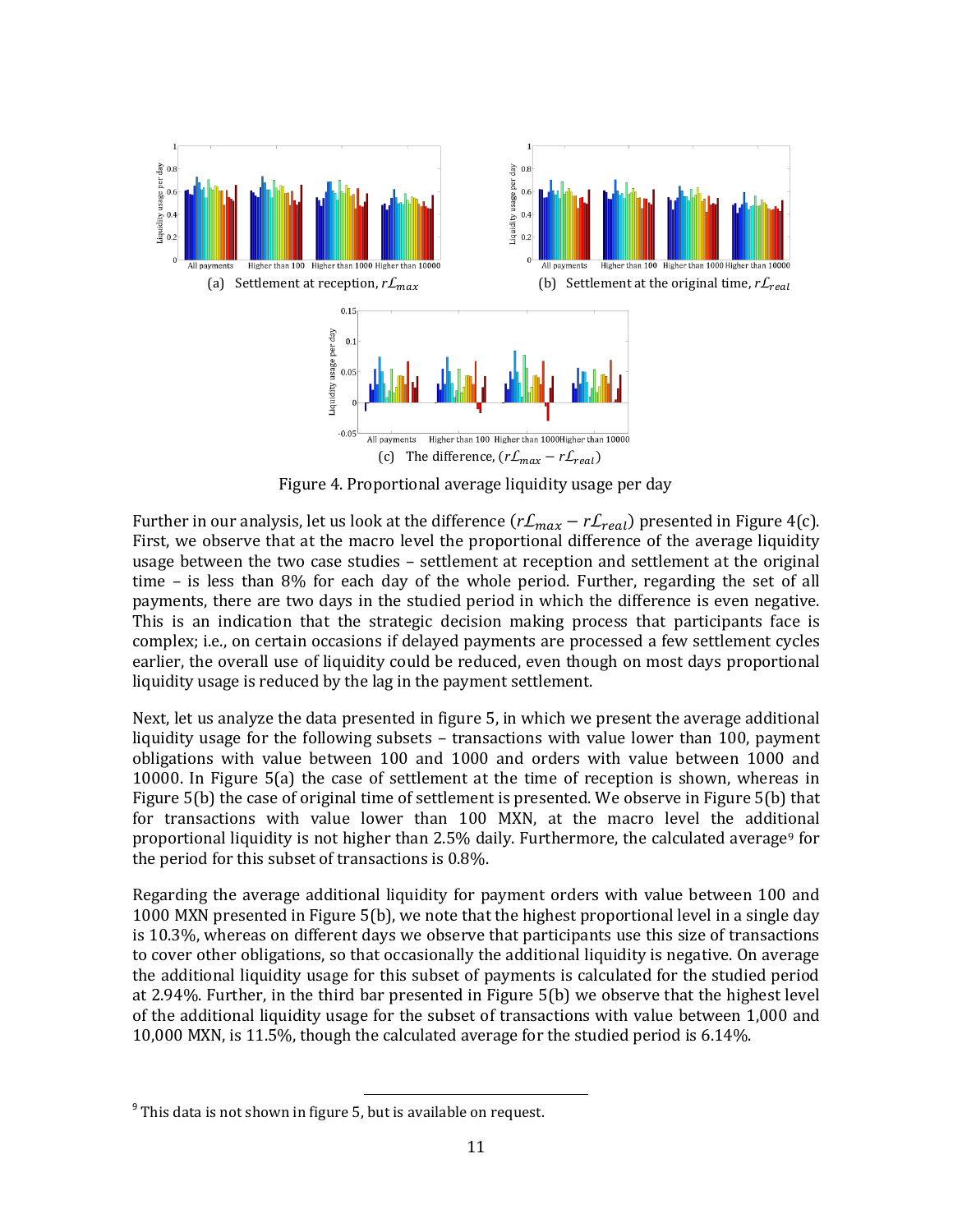(a) Settlement at reception, $r\mathcal{L}_{max}$

(b) Settlement at the original time, $r\mathcal{L}_{real}$

(c) The difference, $(r\mathcal{L}_{max} - r\mathcal{L}_{real})$

Figure 4. Proportional average liquidity usage per day

Further in our analysis, let us look at the difference $(r\mathcal{L}_{max} - r\mathcal{L}_{real})$ presented in Figure 4(c). First, we observe that at the macro level the proportional difference of the average liquidity usage between the two case studies – settlement at reception and settlement at the original time – is less than 8% for each day of the whole period. Further, regarding the set of all payments, there are two days in the studied period in which the difference is even negative. This is an indication that the strategic decision making process that participants face is complex; i.e., on certain occasions if delayed payments are processed a few settlement cycles earlier, the overall use of liquidity could be reduced, even though on most days proportional liquidity usage is reduced by the lag in the payment settlement.

Next, let us analyze the data presented in figure 5, in which we present the average additional liquidity usage for the following subsets – transactions with value lower than 100, payment obligations with value between 100 and 1000 and orders with value between 1000 and 10000. In Figure 5(a) the case of settlement at the time of reception is shown, whereas in Figure 5(b) the case of original time of settlement is presented. We observe in Figure 5(b) that for transactions with value lower than 100 MXN, at the macro level the additional proportional liquidity is not higher than 2.5% daily. Furthermore, the calculated average[9] for the period for this subset of transactions is 0.8%.

Regarding the average additional liquidity for payment orders with value between 100 and 1000 MXN presented in Figure 5(b), we note that the highest proportional level in a single day is 10.3%, whereas on different days we observe that participants use this size of transactions to cover other obligations, so that occasionally the additional liquidity is negative. On average the additional liquidity usage for this subset of payments is calculated for the studied period at 2.94%. Further, in the third bar presented in Figure 5(b) we observe that the highest level of the additional liquidity usage for the subset of transactions with value between 1,000 and 10,000 MXN, is 11.5%, though the calculated average for the studied period is 6.14%.

[9] This data is not shown in figure 5, but is available on request.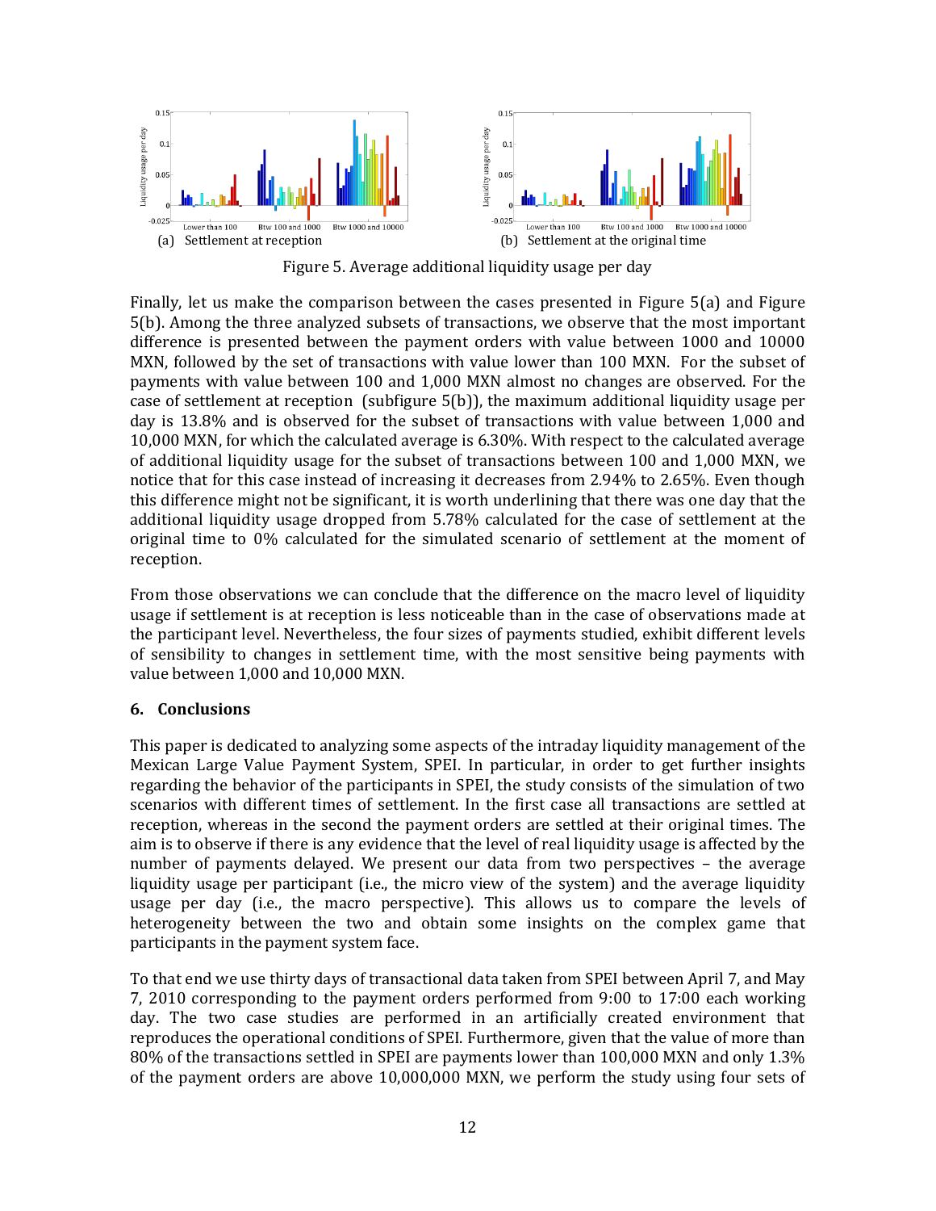(a) Settlement at reception (b) Settlement at the original time

Figure 5. Average additional liquidity usage per day

Finally, let us make the comparison between the cases presented in Figure 5(a) and Figure 5(b). Among the three analyzed subsets of transactions, we observe that the most important difference is presented between the payment orders with value between 1000 and 10000 MXN, followed by the set of transactions with value lower than 100 MXN. For the subset of payments with value between 100 and 1,000 MXN almost no changes are observed. For the case of settlement at reception (subfigure 5(b)), the maximum additional liquidity usage per day is 13.8% and is observed for the subset of transactions with value between 1,000 and 10,000 MXN, for which the calculated average is 6.30%. With respect to the calculated average of additional liquidity usage for the subset of transactions between 100 and 1,000 MXN, we notice that for this case instead of increasing it decreases from 2.94% to 2.65%. Even though this difference might not be significant, it is worth underlining that there was one day that the additional liquidity usage dropped from 5.78% calculated for the case of settlement at the original time to 0% calculated for the simulated scenario of settlement at the moment of reception.

From those observations we can conclude that the difference on the macro level of liquidity usage if settlement is at reception is less noticeable than in the case of observations made at the participant level. Nevertheless, the four sizes of payments studied, exhibit different levels of sensibility to changes in settlement time, with the most sensitive being payments with value between 1,000 and 10,000 MXN.

## 6. Conclusions

This paper is dedicated to analyzing some aspects of the intraday liquidity management of the Mexican Large Value Payment System, SPEI. In particular, in order to get further insights regarding the behavior of the participants in SPEI, the study consists of the simulation of two scenarios with different times of settlement. In the first case all transactions are settled at reception, whereas in the second the payment orders are settled at their original times. The aim is to observe if there is any evidence that the level of real liquidity usage is affected by the number of payments delayed. We present our data from two perspectives – the average liquidity usage per participant (i.e., the micro view of the system) and the average liquidity usage per day (i.e., the macro perspective). This allows us to compare the levels of heterogeneity between the two and obtain some insights on the complex game that participants in the payment system face.

To that end we use thirty days of transactional data taken from SPEI between April 7, and May 7, 2010 corresponding to the payment orders performed from 9:00 to 17:00 each working day. The two case studies are performed in an artificially created environment that reproduces the operational conditions of SPEI. Furthermore, given that the value of more than 80% of the transactions settled in SPEI are payments lower than 100,000 MXN and only 1.3% of the payment orders are above 10,000,000 MXN, we perform the study using four sets of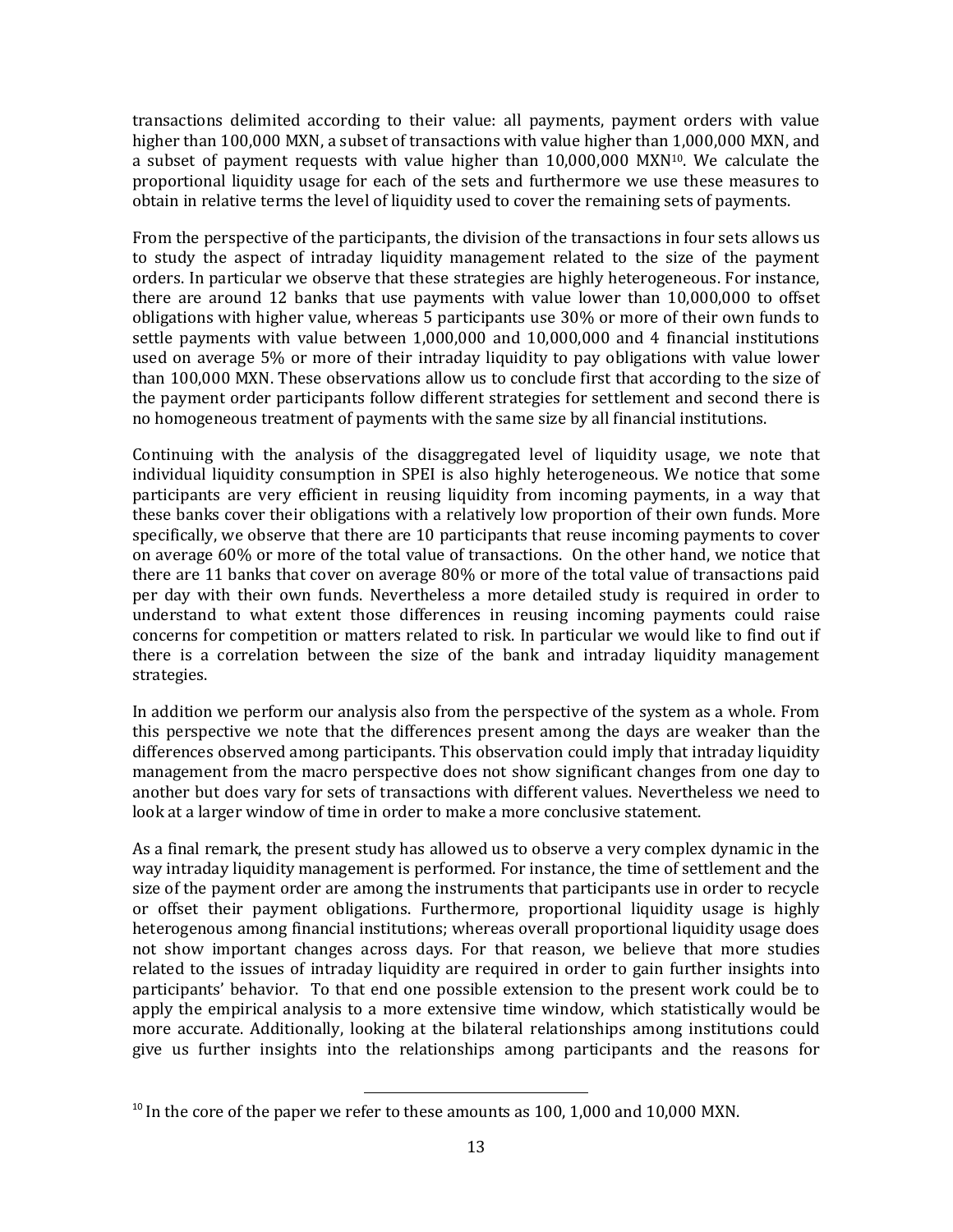transactions delimited according to their value: all payments, payment orders with value higher than 100,000 MXN, a subset of transactions with value higher than 1,000,000 MXN, and a subset of payment requests with value higher than 10,000,000 MXN[10]. We calculate the proportional liquidity usage for each of the sets and furthermore we use these measures to obtain in relative terms the level of liquidity used to cover the remaining sets of payments.

From the perspective of the participants, the division of the transactions in four sets allows us to study the aspect of intraday liquidity management related to the size of the payment orders. In particular we observe that these strategies are highly heterogeneous. For instance, there are around 12 banks that use payments with value lower than 10,000,000 to offset obligations with higher value, whereas 5 participants use 30% or more of their own funds to settle payments with value between 1,000,000 and 10,000,000 and 4 financial institutions used on average 5% or more of their intraday liquidity to pay obligations with value lower than 100,000 MXN. These observations allow us to conclude first that according to the size of the payment order participants follow different strategies for settlement and second there is no homogeneous treatment of payments with the same size by all financial institutions.

Continuing with the analysis of the disaggregated level of liquidity usage, we note that individual liquidity consumption in SPEI is also highly heterogeneous. We notice that some participants are very efficient in reusing liquidity from incoming payments, in a way that these banks cover their obligations with a relatively low proportion of their own funds. More specifically, we observe that there are 10 participants that reuse incoming payments to cover on average 60% or more of the total value of transactions. On the other hand, we notice that there are 11 banks that cover on average 80% or more of the total value of transactions paid per day with their own funds. Nevertheless a more detailed study is required in order to understand to what extent those differences in reusing incoming payments could raise concerns for competition or matters related to risk. In particular we would like to find out if there is a correlation between the size of the bank and intraday liquidity management strategies.

In addition we perform our analysis also from the perspective of the system as a whole. From this perspective we note that the differences present among the days are weaker than the differences observed among participants. This observation could imply that intraday liquidity management from the macro perspective does not show significant changes from one day to another but does vary for sets of transactions with different values. Nevertheless we need to look at a larger window of time in order to make a more conclusive statement.

As a final remark, the present study has allowed us to observe a very complex dynamic in the way intraday liquidity management is performed. For instance, the time of settlement and the size of the payment order are among the instruments that participants use in order to recycle or offset their payment obligations. Furthermore, proportional liquidity usage is highly heterogenous among financial institutions; whereas overall proportional liquidity usage does not show important changes across days. For that reason, we believe that more studies related to the issues of intraday liquidity are required in order to gain further insights into participants' behavior. To that end one possible extension to the present work could be to apply the empirical analysis to a more extensive time window, which statistically would be more accurate. Additionally, looking at the bilateral relationships among institutions could give us further insights into the relationships among participants and the reasons for

[10] In the core of the paper we refer to these amounts as 100, 1,000 and 10,000 MXN.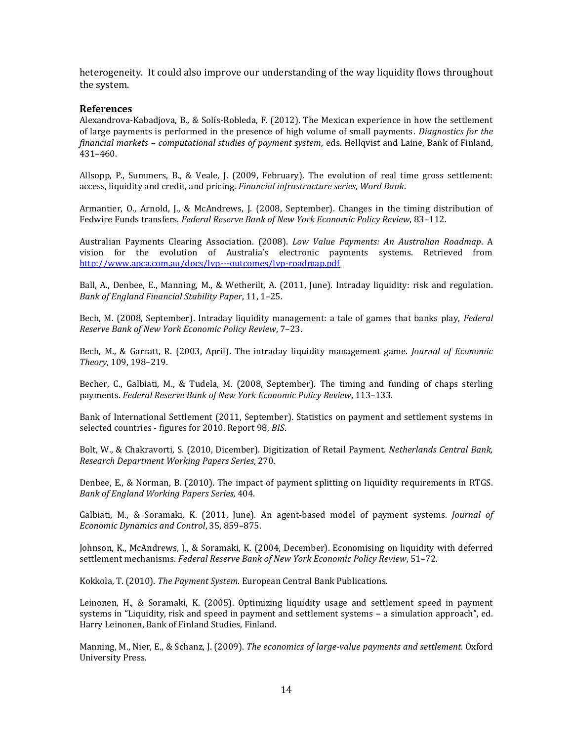heterogeneity. It could also improve our understanding of the way liquidity flows throughout the system.

### References

Alexandrova-Kabadjova, B., & Solís-Robleda, F. (2012). The Mexican experience in how the settlement of large payments is performed in the presence of high volume of small payments. *Diagnostics for the financial markets – computational studies of payment system*, eds. Hellqvist and Laine, Bank of Finland, 431–460.

Allsopp, P., Summers, B., & Veale, J. (2009, February). The evolution of real time gross settlement: access, liquidity and credit, and pricing. *Financial infrastructure series, Word Bank*.

Armantier, O., Arnold, J., & McAndrews, J. (2008, September). Changes in the timing distribution of Fedwire Funds transfers. *Federal Reserve Bank of New York Economic Policy Review*, 83–112.

Australian Payments Clearing Association. (2008). *Low Value Payments: An Australian Roadmap*. A vision for the evolution of Australia's electronic payments systems. Retrieved from http://www.apca.com.au/docs/lvp---outcomes/lvp-roadmap.pdf

Ball, A., Denbee, E., Manning, M., & Wetherilt, A. (2011, June). Intraday liquidity: risk and regulation. *Bank of England Financial Stability Paper*, 11, 1–25.

Bech, M. (2008, September). Intraday liquidity management: a tale of games that banks play, *Federal Reserve Bank of New York Economic Policy Review*, 7–23.

Bech, M., & Garratt, R. (2003, April). The intraday liquidity management game. *Journal of Economic Theory*, 109, 198–219.

Becher, C., Galbiati, M., & Tudela, M. (2008, September). The timing and funding of chaps sterling payments. *Federal Reserve Bank of New York Economic Policy Review*, 113–133.

Bank of International Settlement (2011, September). Statistics on payment and settlement systems in selected countries - figures for 2010. Report 98, *BIS*.

Bolt, W., & Chakravorti, S. (2010, Dicember). Digitization of Retail Payment. *Netherlands Central Bank, Research Department Working Papers Series*, 270.

Denbee, E., & Norman, B. (2010). The impact of payment splitting on liquidity requirements in RTGS. *Bank of England Working Papers Series,* 404.

Galbiati, M., & Soramaki, K. (2011, June). An agent-based model of payment systems. *Journal of Economic Dynamics and Control*, 35, 859–875.

Johnson, K., McAndrews, J., & Soramaki, K. (2004, December). Economising on liquidity with deferred settlement mechanisms. *Federal Reserve Bank of New York Economic Policy Review*, 51–72.

Kokkola, T. (2010). *The Payment System*. European Central Bank Publications.

Leinonen, H., & Soramaki, K. (2005). Optimizing liquidity usage and settlement speed in payment systems in "Liquidity, risk and speed in payment and settlement systems – a simulation approach", ed. Harry Leinonen, Bank of Finland Studies, Finland.

Manning, M., Nier, E., & Schanz, J. (2009). *The economics of large-value payments and settlement*. Oxford University Press.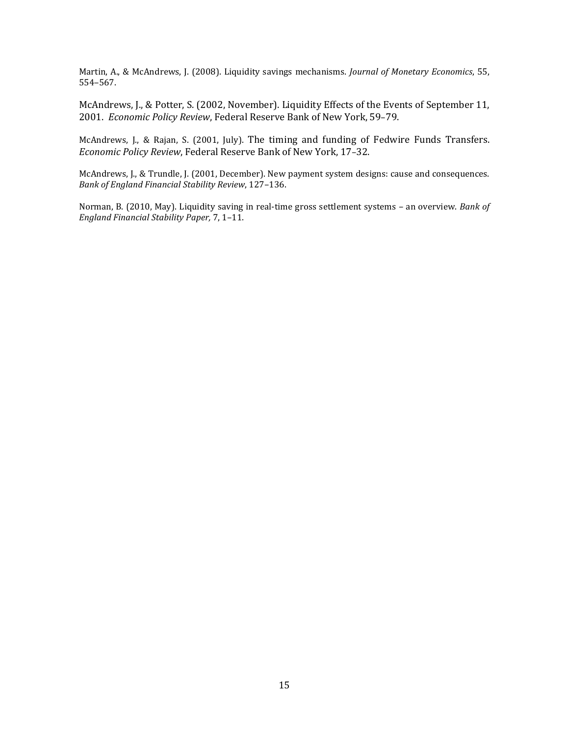Martin, A., & McAndrews, J. (2008). Liquidity savings mechanisms. *Journal of Monetary Economics*, 55, 554–567.

McAndrews, J., & Potter, S. (2002, November). Liquidity Effects of the Events of September 11, 2001. *Economic Policy Review*, Federal Reserve Bank of New York, 59–79.

McAndrews, J., & Rajan, S. (2001, July). The timing and funding of Fedwire Funds Transfers. *Economic Policy Review*, Federal Reserve Bank of New York, 17–32.

McAndrews, J., & Trundle, J. (2001, December). New payment system designs: cause and consequences. *Bank of England Financial Stability Review*, 127–136.

Norman, B. (2010, May). Liquidity saving in real-time gross settlement systems – an overview. *Bank of England Financial Stability Paper,* 7, 1–11.